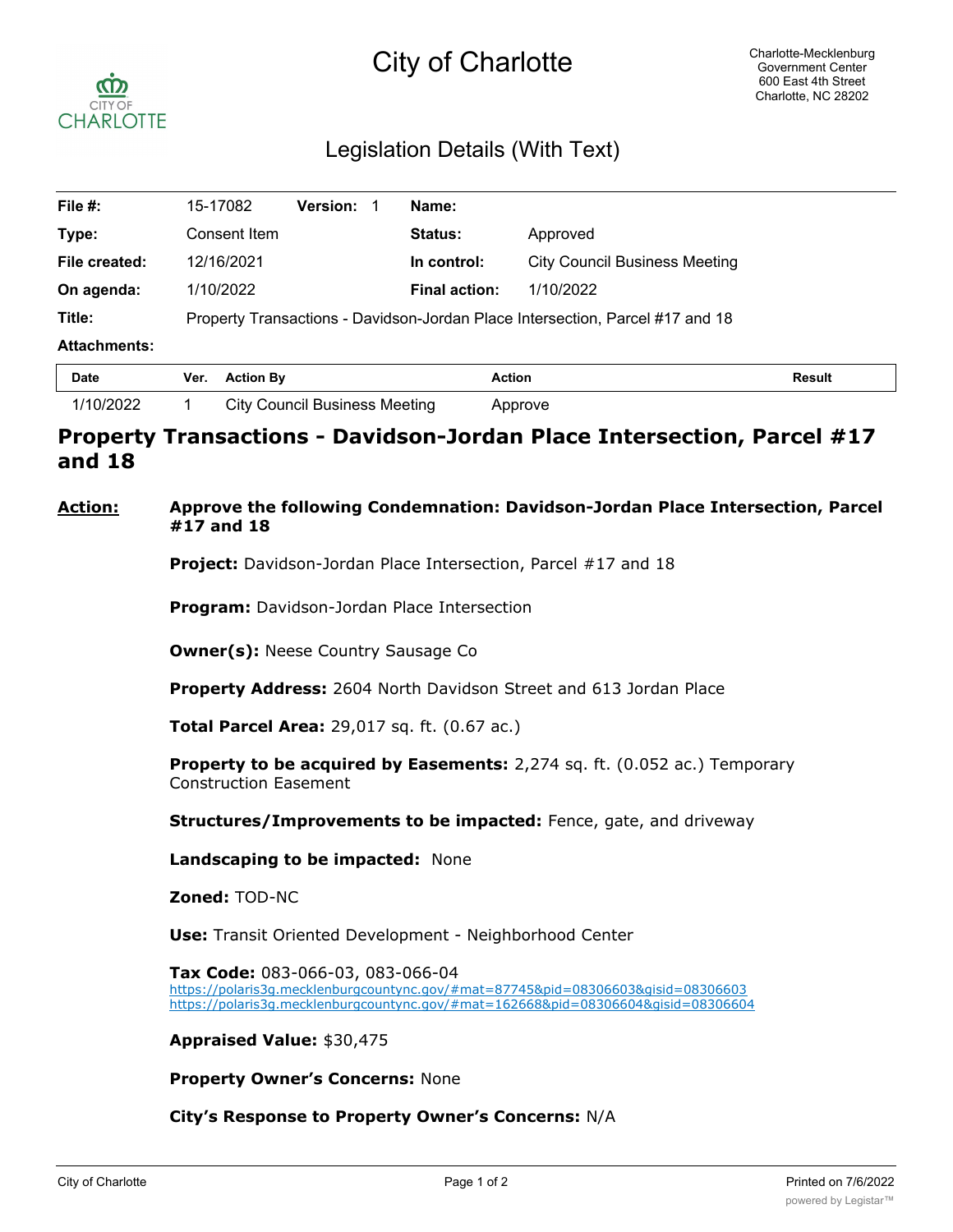# City of Charlotte

Charlotte-Mecklenburg Government Center
600 East 4th Street
Charlotte, NC 28202

## Legislation Details (With Text)

| | | | | | |
|---|---|---|---|---|---|
| **File #:** | 15-17082 | **Version:** 1 | | **Name:** | |
| **Type:** | Consent Item | | | **Status:** | Approved |
| **File created:** | 12/16/2021 | | | **In control:** | City Council Business Meeting |
| **On agenda:** | 1/10/2022 | | | **Final action:** | 1/10/2022 |
| **Title:** | Property Transactions - Davidson-Jordan Place Intersection, Parcel #17 and 18 | | | | |
| **Attachments:** | | | | | |

| Date | Ver. | Action By | Action | Result |
|---|---|---|---|---|
| 1/10/2022 | 1 | City Council Business Meeting | Approve | |

# Property Transactions - Davidson-Jordan Place Intersection, Parcel #17 and 18

**Action:** **Approve the following Condemnation: Davidson-Jordan Place Intersection, Parcel #17 and 18**

**Project:** Davidson-Jordan Place Intersection, Parcel #17 and 18

**Program:** Davidson-Jordan Place Intersection

**Owner(s):** Neese Country Sausage Co

**Property Address:** 2604 North Davidson Street and 613 Jordan Place

**Total Parcel Area:** 29,017 sq. ft. (0.67 ac.)

**Property to be acquired by Easements:** 2,274 sq. ft. (0.052 ac.) Temporary Construction Easement

**Structures/Improvements to be impacted:** Fence, gate, and driveway

**Landscaping to be impacted:** None

**Zoned:** TOD-NC

**Use:** Transit Oriented Development - Neighborhood Center

**Tax Code:** 083-066-03, 083-066-04
https://polaris3g.mecklenburgcountync.gov/#mat=87745&pid=08306603&gisid=08306603
https://polaris3g.mecklenburgcountync.gov/#mat=162668&pid=08306604&gisid=08306604

**Appraised Value:** $30,475

**Property Owner's Concerns:** None

**City's Response to Property Owner's Concerns:** N/A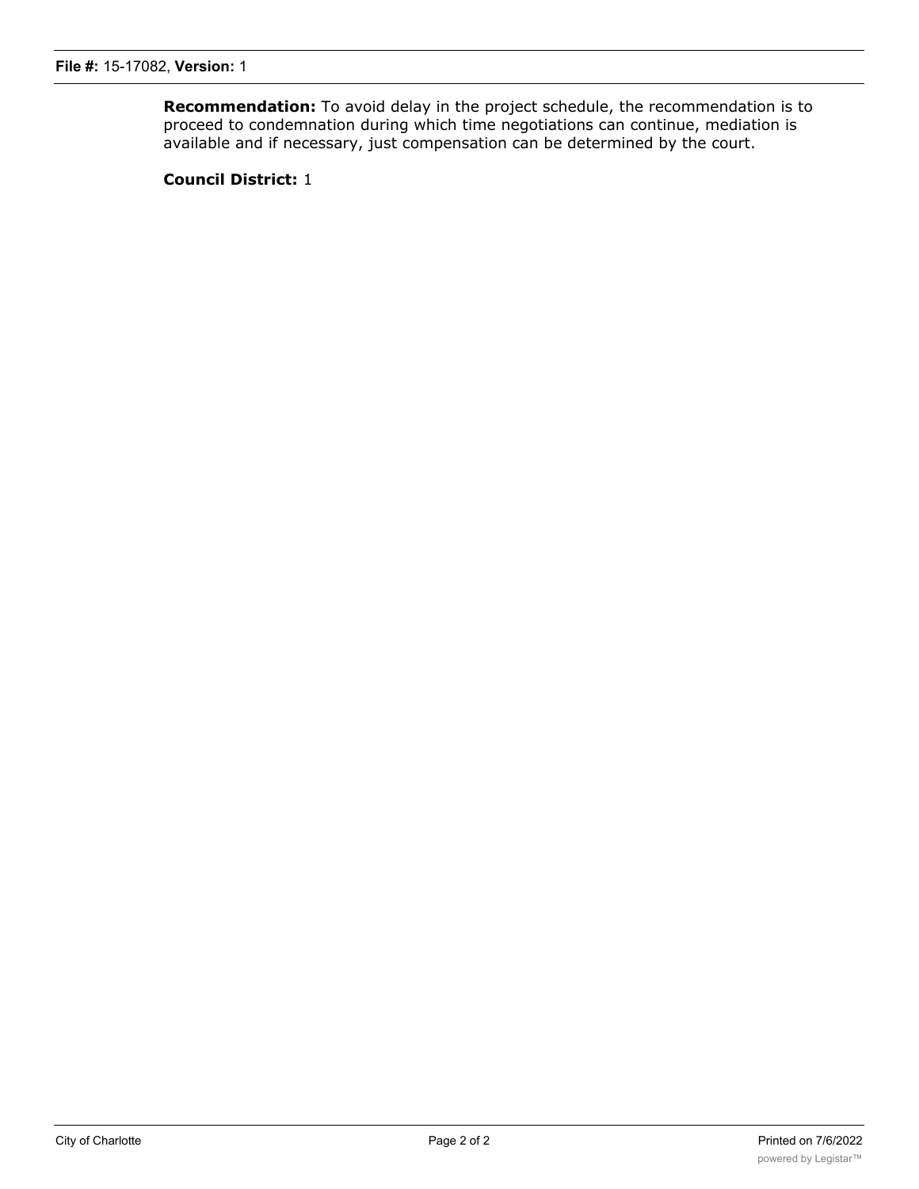**Recommendation:** To avoid delay in the project schedule, the recommendation is to proceed to condemnation during which time negotiations can continue, mediation is available and if necessary, just compensation can be determined by the court.

**Council District:** 1